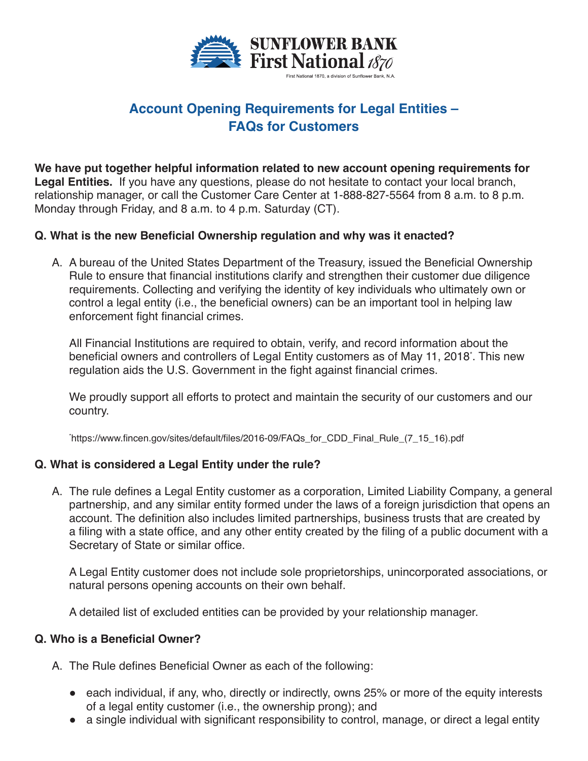SUNFLOWER BANK
First National 1870

First National 1870, a division of Sunflower Bank, N.A.

# Account Opening Requirements for Legal Entities – FAQs for Customers

**We have put together helpful information related to new account opening requirements for Legal Entities.** If you have any questions, please do not hesitate to contact your local branch, relationship manager, or call the Customer Care Center at 1-888-827-5564 from 8 a.m. to 8 p.m. Monday through Friday, and 8 a.m. to 4 p.m. Saturday (CT).

### Q. What is the new Beneficial Ownership regulation and why was it enacted?

A. A bureau of the United States Department of the Treasury, issued the Beneficial Ownership Rule to ensure that financial institutions clarify and strengthen their customer due diligence requirements. Collecting and verifying the identity of key individuals who ultimately own or control a legal entity (i.e., the beneficial owners) can be an important tool in helping law enforcement fight financial crimes.

All Financial Institutions are required to obtain, verify, and record information about the beneficial owners and controllers of Legal Entity customers as of May 11, 2018*. This new regulation aids the U.S. Government in the fight against financial crimes.

We proudly support all efforts to protect and maintain the security of our customers and our country.

*https://www.fincen.gov/sites/default/files/2016-09/FAQs_for_CDD_Final_Rule_(7_15_16).pdf

### Q. What is considered a Legal Entity under the rule?

A. The rule defines a Legal Entity customer as a corporation, Limited Liability Company, a general partnership, and any similar entity formed under the laws of a foreign jurisdiction that opens an account. The definition also includes limited partnerships, business trusts that are created by a filing with a state office, and any other entity created by the filing of a public document with a Secretary of State or similar office.

A Legal Entity customer does not include sole proprietorships, unincorporated associations, or natural persons opening accounts on their own behalf.

A detailed list of excluded entities can be provided by your relationship manager.

### Q. Who is a Beneficial Owner?

A. The Rule defines Beneficial Owner as each of the following:

- each individual, if any, who, directly or indirectly, owns 25% or more of the equity interests of a legal entity customer (i.e., the ownership prong); and
- a single individual with significant responsibility to control, manage, or direct a legal entity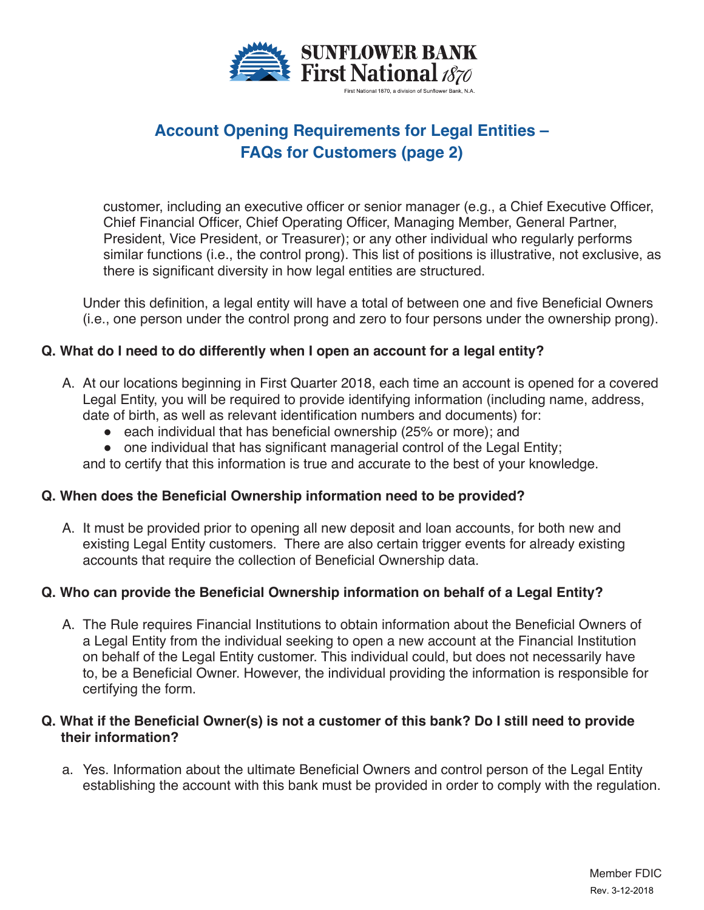# Account Opening Requirements for Legal Entities – FAQs for Customers (page 2)

customer, including an executive officer or senior manager (e.g., a Chief Executive Officer, Chief Financial Officer, Chief Operating Officer, Managing Member, General Partner, President, Vice President, or Treasurer); or any other individual who regularly performs similar functions (i.e., the control prong). This list of positions is illustrative, not exclusive, as there is significant diversity in how legal entities are structured.

Under this definition, a legal entity will have a total of between one and five Beneficial Owners (i.e., one person under the control prong and zero to four persons under the ownership prong).

**Q. What do I need to do differently when I open an account for a legal entity?**

A. At our locations beginning in First Quarter 2018, each time an account is opened for a covered Legal Entity, you will be required to provide identifying information (including name, address, date of birth, as well as relevant identification numbers and documents) for:

- each individual that has beneficial ownership (25% or more); and
- one individual that has significant managerial control of the Legal Entity;

and to certify that this information is true and accurate to the best of your knowledge.

**Q. When does the Beneficial Ownership information need to be provided?**

A. It must be provided prior to opening all new deposit and loan accounts, for both new and existing Legal Entity customers. There are also certain trigger events for already existing accounts that require the collection of Beneficial Ownership data.

**Q. Who can provide the Beneficial Ownership information on behalf of a Legal Entity?**

A. The Rule requires Financial Institutions to obtain information about the Beneficial Owners of a Legal Entity from the individual seeking to open a new account at the Financial Institution on behalf of the Legal Entity customer. This individual could, but does not necessarily have to, be a Beneficial Owner. However, the individual providing the information is responsible for certifying the form.

**Q. What if the Beneficial Owner(s) is not a customer of this bank? Do I still need to provide their information?**

a. Yes. Information about the ultimate Beneficial Owners and control person of the Legal Entity establishing the account with this bank must be provided in order to comply with the regulation.

Member FDIC

Rev. 3-12-2018